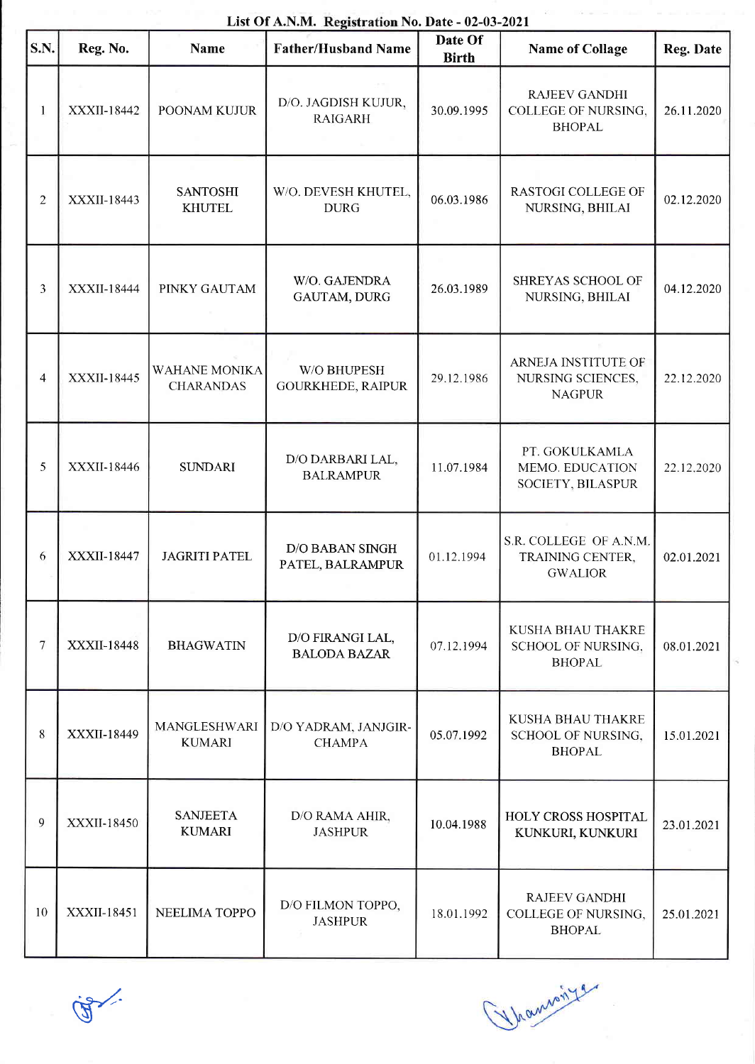# List Of A.N.M. Registration No. Date - 02-03-2021

| S.N. | Reg. No. | Name | Father/Husband Name | Date Of Birth | Name of Collage | Reg. Date |
|---|---|---|---|---|---|---|
| 1 | XXXII-18442 | POONAM KUJUR | D/O. JAGDISH KUJUR, RAIGARH | 30.09.1995 | RAJEEV GANDHI COLLEGE OF NURSING, BHOPAL | 26.11.2020 |
| 2 | XXXII-18443 | SANTOSHI KHUTEL | W/O. DEVESH KHUTEL, DURG | 06.03.1986 | RASTOGI COLLEGE OF NURSING, BHILAI | 02.12.2020 |
| 3 | XXXII-18444 | PINKY GAUTAM | W/O. GAJENDRA GAUTAM, DURG | 26.03.1989 | SHREYAS SCHOOL OF NURSING, BHILAI | 04.12.2020 |
| 4 | XXXII-18445 | WAHANE MONIKA CHARANDAS | W/O BHUPESH GOURKHEDE, RAIPUR | 29.12.1986 | ARNEJA INSTITUTE OF NURSING SCIENCES, NAGPUR | 22.12.2020 |
| 5 | XXXII-18446 | SUNDARI | D/O DARBARI LAL, BALRAMPUR | 11.07.1984 | PT. GOKULKAMLA MEMO. EDUCATION SOCIETY, BILASPUR | 22.12.2020 |
| 6 | XXXII-18447 | JAGRITI PATEL | D/O BABAN SINGH PATEL, BALRAMPUR | 01.12.1994 | S.R. COLLEGE OF A.N.M. TRAINING CENTER, GWALIOR | 02.01.2021 |
| 7 | XXXII-18448 | BHAGWATIN | D/O FIRANGI LAL, BALODA BAZAR | 07.12.1994 | KUSHA BHAU THAKRE SCHOOL OF NURSING, BHOPAL | 08.01.2021 |
| 8 | XXXII-18449 | MANGLESHWARI KUMARI | D/O YADRAM, JANJGIR-CHAMPA | 05.07.1992 | KUSHA BHAU THAKRE SCHOOL OF NURSING, BHOPAL | 15.01.2021 |
| 9 | XXXII-18450 | SANJEETA KUMARI | D/O RAMA AHIR, JASHPUR | 10.04.1988 | HOLY CROSS HOSPITAL KUNKURI, KUNKURI | 23.01.2021 |
| 10 | XXXII-18451 | NEELIMA TOPPO | D/O FILMON TOPPO, JASHPUR | 18.01.1992 | RAJEEV GANDHI COLLEGE OF NURSING, BHOPAL | 25.01.2021 |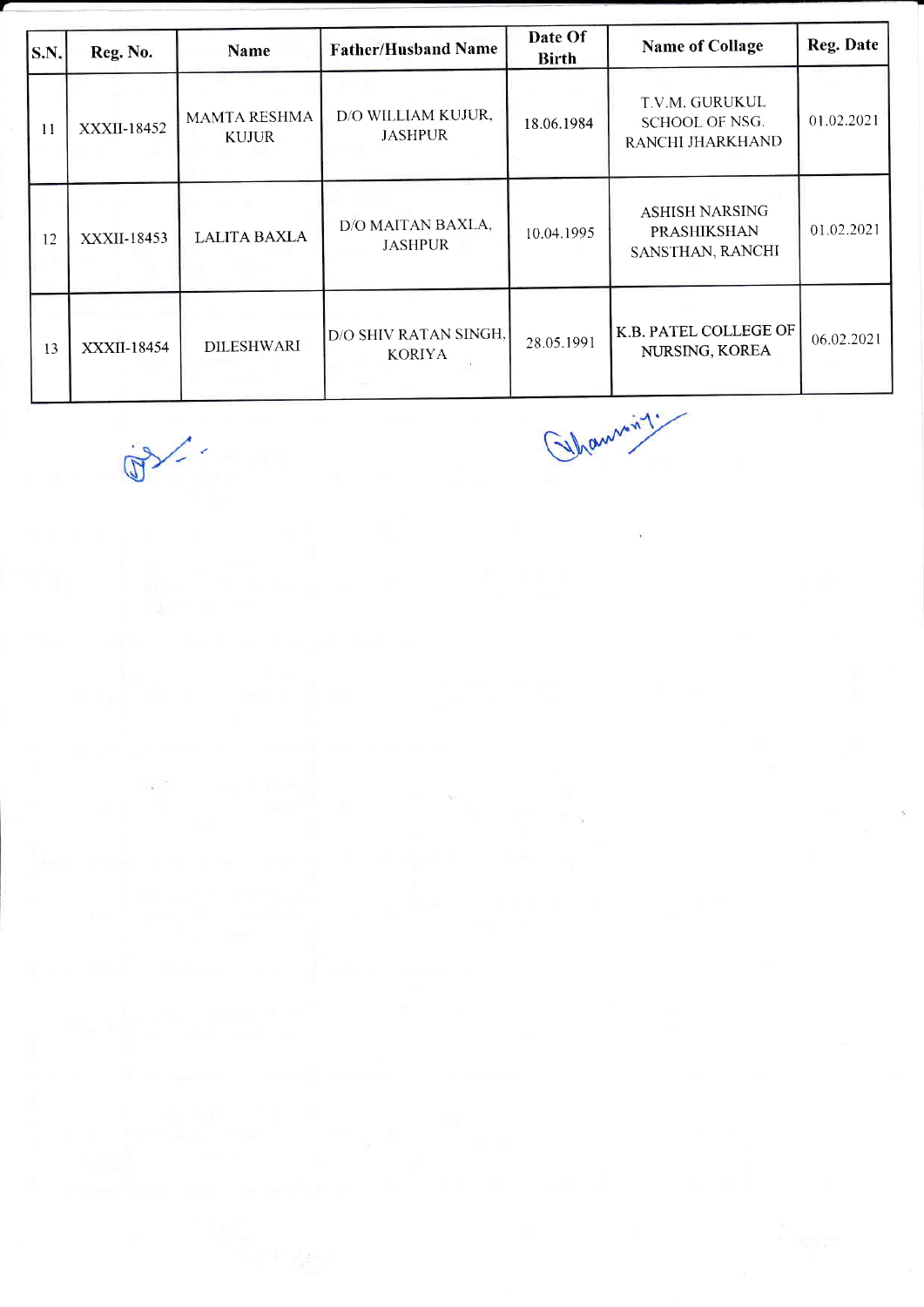| S.N. | Reg. No. | Name | Father/Husband Name | Date Of Birth | Name of Collage | Reg. Date |
|---|---|---|---|---|---|---|
| 11 | XXXII-18452 | MAMTA RESHMA KUJUR | D/O WILLIAM KUJUR, JASHPUR | 18.06.1984 | T.V.M. GURUKUL SCHOOL OF NSG. RANCHI JHARKHAND | 01.02.2021 |
| 12 | XXXII-18453 | LALITA BAXLA | D/O MAITAN BAXLA, JASHPUR | 10.04.1995 | ASHISH NARSING PRASHIKSHAN SANSTHAN, RANCHI | 01.02.2021 |
| 13 | XXXII-18454 | DILESHWARI | D/O SHIV RATAN SINGH, KORIYA | 28.05.1991 | K.B. PATEL COLLEGE OF NURSING, KOREA | 06.02.2021 |